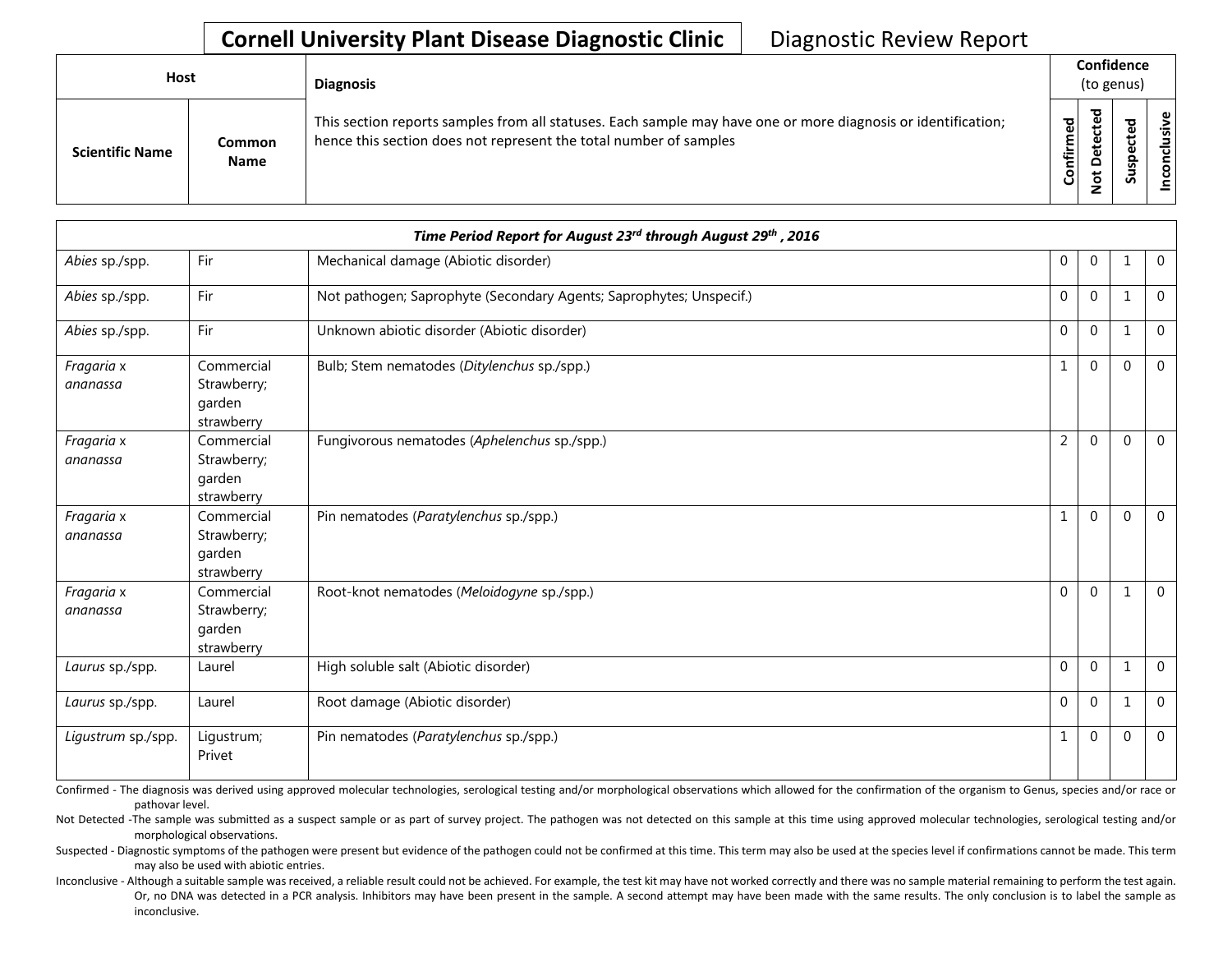# Cornell University Plant Disease Diagnostic Clinic

Diagnostic Review Report

| Host | | Diagnosis | Confidence (to genus) | | | |
|---|---|---|---|---|---|---|
| Scientific Name | Common Name | This section reports samples from all statuses. Each sample may have one or more diagnosis or identification; hence this section does not represent the total number of samples | Confirmed | Not Detected | Suspected | Inconclusive |

| *Time Period Report for August 23rd through August 29th , 2016* | | | | | | |
|---|---|---|---|---|---|---|
| *Abies* sp./spp. | Fir | Mechanical damage (Abiotic disorder) | 0 | 0 | 1 | 0 |
| *Abies* sp./spp. | Fir | Not pathogen; Saprophyte (Secondary Agents; Saprophytes; Unspecif.) | 0 | 0 | 1 | 0 |
| *Abies* sp./spp. | Fir | Unknown abiotic disorder (Abiotic disorder) | 0 | 0 | 1 | 0 |
| *Fragaria* x *ananassa* | Commercial Strawberry; garden strawberry | Bulb; Stem nematodes (*Ditylenchus* sp./spp.) | 1 | 0 | 0 | 0 |
| *Fragaria* x *ananassa* | Commercial Strawberry; garden strawberry | Fungivorous nematodes (*Aphelenchus* sp./spp.) | 2 | 0 | 0 | 0 |
| *Fragaria* x *ananassa* | Commercial Strawberry; garden strawberry | Pin nematodes (*Paratylenchus* sp./spp.) | 1 | 0 | 0 | 0 |
| *Fragaria* x *ananassa* | Commercial Strawberry; garden strawberry | Root-knot nematodes (*Meloidogyne* sp./spp.) | 0 | 0 | 1 | 0 |
| *Laurus* sp./spp. | Laurel | High soluble salt (Abiotic disorder) | 0 | 0 | 1 | 0 |
| *Laurus* sp./spp. | Laurel | Root damage (Abiotic disorder) | 0 | 0 | 1 | 0 |
| *Ligustrum* sp./spp. | Ligustrum; Privet | Pin nematodes (*Paratylenchus* sp./spp.) | 1 | 0 | 0 | 0 |

Confirmed - The diagnosis was derived using approved molecular technologies, serological testing and/or morphological observations which allowed for the confirmation of the organism to Genus, species and/or race or pathovar level.

Not Detected -The sample was submitted as a suspect sample or as part of survey project. The pathogen was not detected on this sample at this time using approved molecular technologies, serological testing and/or morphological observations.

Suspected - Diagnostic symptoms of the pathogen were present but evidence of the pathogen could not be confirmed at this time. This term may also be used at the species level if confirmations cannot be made. This term may also be used with abiotic entries.

Inconclusive - Although a suitable sample was received, a reliable result could not be achieved. For example, the test kit may have not worked correctly and there was no sample material remaining to perform the test again. Or, no DNA was detected in a PCR analysis. Inhibitors may have been present in the sample. A second attempt may have been made with the same results. The only conclusion is to label the sample as inconclusive.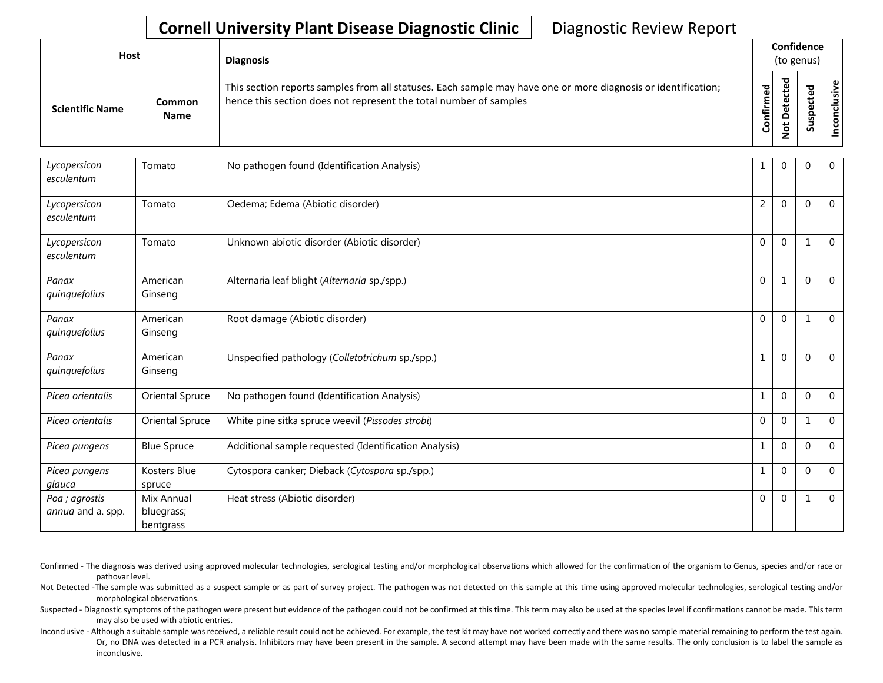# Cornell University Plant Disease Diagnostic Clinic

Diagnostic Review Report

| Host | | Diagnosis | Confidence (to genus) | | | |
|---|---|---|---|---|---|---|
| Scientific Name | Common Name | This section reports samples from all statuses. Each sample may have one or more diagnosis or identification; hence this section does not represent the total number of samples | Confirmed | Not Detected | Suspected | Inconclusive |
| *Lycopersicon esculentum* | Tomato | No pathogen found (Identification Analysis) | 1 | 0 | 0 | 0 |
| *Lycopersicon esculentum* | Tomato | Oedema; Edema (Abiotic disorder) | 2 | 0 | 0 | 0 |
| *Lycopersicon esculentum* | Tomato | Unknown abiotic disorder (Abiotic disorder) | 0 | 0 | 1 | 0 |
| *Panax quinquefolius* | American Ginseng | Alternaria leaf blight (*Alternaria* sp./spp.) | 0 | 1 | 0 | 0 |
| *Panax quinquefolius* | American Ginseng | Root damage (Abiotic disorder) | 0 | 0 | 1 | 0 |
| *Panax quinquefolius* | American Ginseng | Unspecified pathology (*Colletotrichum* sp./spp.) | 1 | 0 | 0 | 0 |
| *Picea orientalis* | Oriental Spruce | No pathogen found (Identification Analysis) | 1 | 0 | 0 | 0 |
| *Picea orientalis* | Oriental Spruce | White pine sitka spruce weevil (*Pissodes strobi*) | 0 | 0 | 1 | 0 |
| *Picea pungens* | Blue Spruce | Additional sample requested (Identification Analysis) | 1 | 0 | 0 | 0 |
| *Picea pungens glauca* | Kosters Blue spruce | Cytospora canker; Dieback (*Cytospora* sp./spp.) | 1 | 0 | 0 | 0 |
| *Poa ; agrostis annua* and a. spp. | Mix Annual bluegrass; bentgrass | Heat stress (Abiotic disorder) | 0 | 0 | 1 | 0 |

Confirmed - The diagnosis was derived using approved molecular technologies, serological testing and/or morphological observations which allowed for the confirmation of the organism to Genus, species and/or race or pathovar level.

Not Detected -The sample was submitted as a suspect sample or as part of survey project. The pathogen was not detected on this sample at this time using approved molecular technologies, serological testing and/or morphological observations.

Suspected - Diagnostic symptoms of the pathogen were present but evidence of the pathogen could not be confirmed at this time. This term may also be used at the species level if confirmations cannot be made. This term may also be used with abiotic entries.

Inconclusive - Although a suitable sample was received, a reliable result could not be achieved. For example, the test kit may have not worked correctly and there was no sample material remaining to perform the test again. Or, no DNA was detected in a PCR analysis. Inhibitors may have been present in the sample. A second attempt may have been made with the same results. The only conclusion is to label the sample as inconclusive.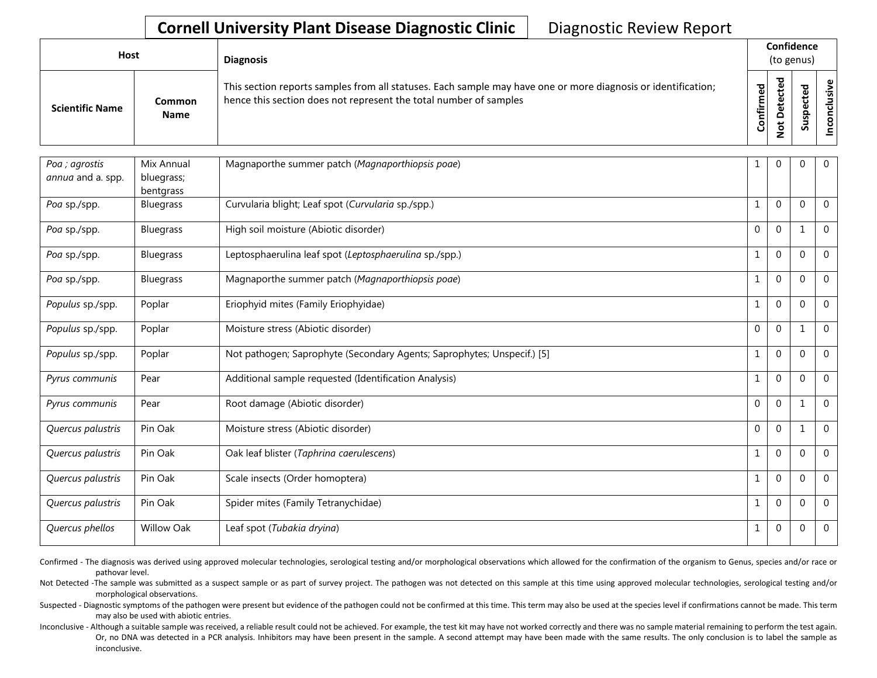**Cornell University Plant Disease Diagnostic Clinic** Diagnostic Review Report

| Host | | Diagnosis | Confidence (to genus) | | | |
|---|---|---|---|---|---|---|
| Scientific Name | Common Name | This section reports samples from all statuses. Each sample may have one or more diagnosis or identification; hence this section does not represent the total number of samples | Confirmed | Not Detected | Suspected | Inconclusive |
| *Poa ; agrostis annua* and a. spp. | Mix Annual bluegrass; bentgrass | Magnaporthe summer patch (*Magnaporthiopsis poae*) | 1 | 0 | 0 | 0 |
| *Poa* sp./spp. | Bluegrass | Curvularia blight; Leaf spot (*Curvularia* sp./spp.) | 1 | 0 | 0 | 0 |
| *Poa* sp./spp. | Bluegrass | High soil moisture (Abiotic disorder) | 0 | 0 | 1 | 0 |
| *Poa* sp./spp. | Bluegrass | Leptosphaerulina leaf spot (*Leptosphaerulina* sp./spp.) | 1 | 0 | 0 | 0 |
| *Poa* sp./spp. | Bluegrass | Magnaporthe summer patch (*Magnaporthiopsis poae*) | 1 | 0 | 0 | 0 |
| *Populus* sp./spp. | Poplar | Eriophyid mites (Family Eriophyidae) | 1 | 0 | 0 | 0 |
| *Populus* sp./spp. | Poplar | Moisture stress (Abiotic disorder) | 0 | 0 | 1 | 0 |
| *Populus* sp./spp. | Poplar | Not pathogen; Saprophyte (Secondary Agents; Saprophytes; Unspecif.) [5] | 1 | 0 | 0 | 0 |
| *Pyrus communis* | Pear | Additional sample requested (Identification Analysis) | 1 | 0 | 0 | 0 |
| *Pyrus communis* | Pear | Root damage (Abiotic disorder) | 0 | 0 | 1 | 0 |
| *Quercus palustris* | Pin Oak | Moisture stress (Abiotic disorder) | 0 | 0 | 1 | 0 |
| *Quercus palustris* | Pin Oak | Oak leaf blister (*Taphrina caerulescens*) | 1 | 0 | 0 | 0 |
| *Quercus palustris* | Pin Oak | Scale insects (Order homoptera) | 1 | 0 | 0 | 0 |
| *Quercus palustris* | Pin Oak | Spider mites (Family Tetranychidae) | 1 | 0 | 0 | 0 |
| *Quercus phellos* | Willow Oak | Leaf spot (*Tubakia dryina*) | 1 | 0 | 0 | 0 |

Confirmed - The diagnosis was derived using approved molecular technologies, serological testing and/or morphological observations which allowed for the confirmation of the organism to Genus, species and/or race or pathovar level.

Not Detected -The sample was submitted as a suspect sample or as part of survey project. The pathogen was not detected on this sample at this time using approved molecular technologies, serological testing and/or morphological observations.

Suspected - Diagnostic symptoms of the pathogen were present but evidence of the pathogen could not be confirmed at this time. This term may also be used at the species level if confirmations cannot be made. This term may also be used with abiotic entries.

Inconclusive - Although a suitable sample was received, a reliable result could not be achieved. For example, the test kit may have not worked correctly and there was no sample material remaining to perform the test again. Or, no DNA was detected in a PCR analysis. Inhibitors may have been present in the sample. A second attempt may have been made with the same results. The only conclusion is to label the sample as inconclusive.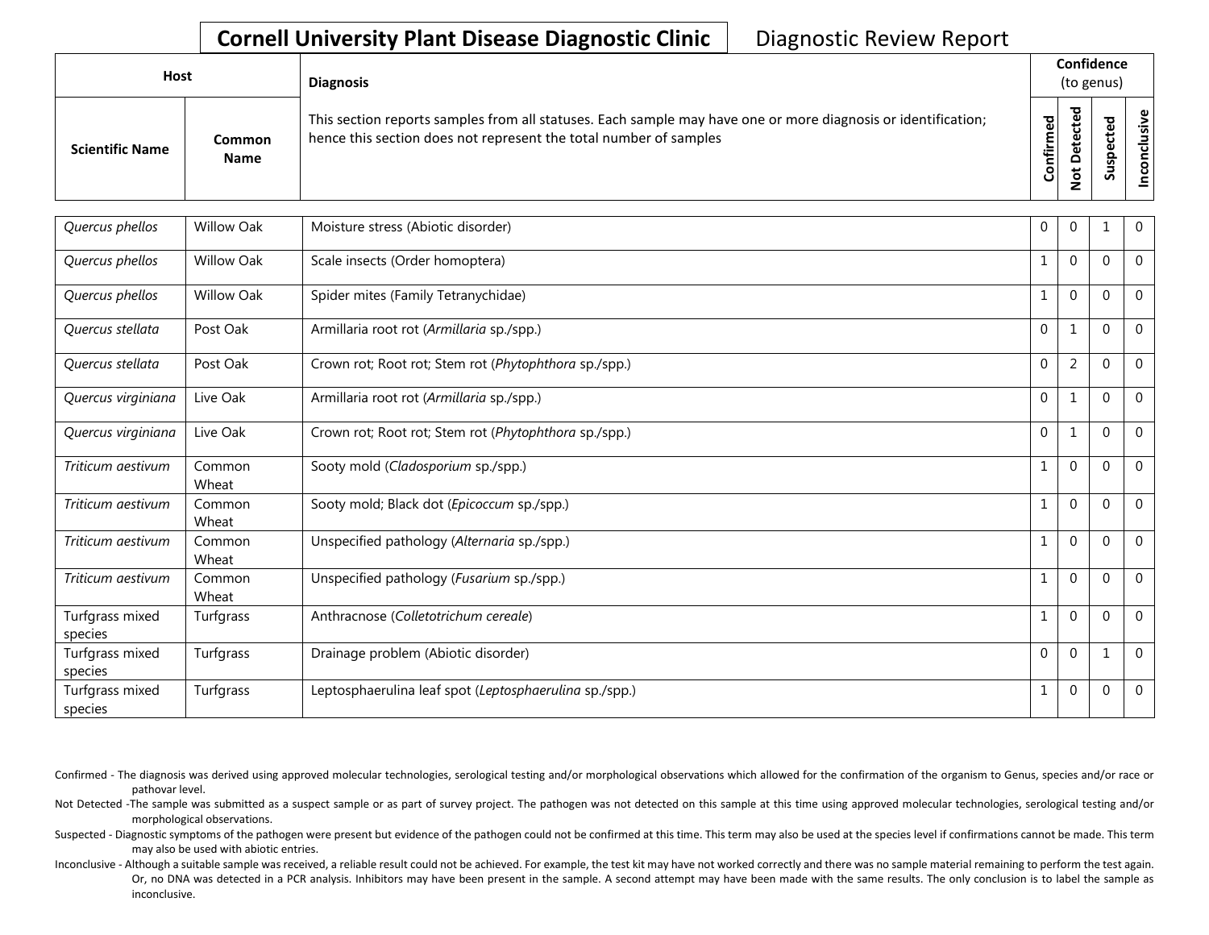# Cornell University Plant Disease Diagnostic Clinic

Diagnostic Review Report

| Host | | Diagnosis | Confidence (to genus) | | | |
|---|---|---|---|---|---|---|
| Scientific Name | Common Name | This section reports samples from all statuses. Each sample may have one or more diagnosis or identification; hence this section does not represent the total number of samples | Confirmed | Not Detected | Suspected | Inconclusive |
| *Quercus phellos* | Willow Oak | Moisture stress (Abiotic disorder) | 0 | 0 | 1 | 0 |
| *Quercus phellos* | Willow Oak | Scale insects (Order homoptera) | 1 | 0 | 0 | 0 |
| *Quercus phellos* | Willow Oak | Spider mites (Family Tetranychidae) | 1 | 0 | 0 | 0 |
| *Quercus stellata* | Post Oak | Armillaria root rot (*Armillaria* sp./spp.) | 0 | 1 | 0 | 0 |
| *Quercus stellata* | Post Oak | Crown rot; Root rot; Stem rot (*Phytophthora* sp./spp.) | 0 | 2 | 0 | 0 |
| *Quercus virginiana* | Live Oak | Armillaria root rot (*Armillaria* sp./spp.) | 0 | 1 | 0 | 0 |
| *Quercus virginiana* | Live Oak | Crown rot; Root rot; Stem rot (*Phytophthora* sp./spp.) | 0 | 1 | 0 | 0 |
| *Triticum aestivum* | Common Wheat | Sooty mold (*Cladosporium* sp./spp.) | 1 | 0 | 0 | 0 |
| *Triticum aestivum* | Common Wheat | Sooty mold; Black dot (*Epicoccum* sp./spp.) | 1 | 0 | 0 | 0 |
| *Triticum aestivum* | Common Wheat | Unspecified pathology (*Alternaria* sp./spp.) | 1 | 0 | 0 | 0 |
| *Triticum aestivum* | Common Wheat | Unspecified pathology (*Fusarium* sp./spp.) | 1 | 0 | 0 | 0 |
| Turfgrass mixed species | Turfgrass | Anthracnose (*Colletotrichum cereale*) | 1 | 0 | 0 | 0 |
| Turfgrass mixed species | Turfgrass | Drainage problem (Abiotic disorder) | 0 | 0 | 1 | 0 |
| Turfgrass mixed species | Turfgrass | Leptosphaerulina leaf spot (*Leptosphaerulina* sp./spp.) | 1 | 0 | 0 | 0 |

Confirmed - The diagnosis was derived using approved molecular technologies, serological testing and/or morphological observations which allowed for the confirmation of the organism to Genus, species and/or race or pathovar level.

Not Detected -The sample was submitted as a suspect sample or as part of survey project. The pathogen was not detected on this sample at this time using approved molecular technologies, serological testing and/or morphological observations.

Suspected - Diagnostic symptoms of the pathogen were present but evidence of the pathogen could not be confirmed at this time. This term may also be used at the species level if confirmations cannot be made. This term may also be used with abiotic entries.

Inconclusive - Although a suitable sample was received, a reliable result could not be achieved. For example, the test kit may have not worked correctly and there was no sample material remaining to perform the test again. Or, no DNA was detected in a PCR analysis. Inhibitors may have been present in the sample. A second attempt may have been made with the same results. The only conclusion is to label the sample as inconclusive.